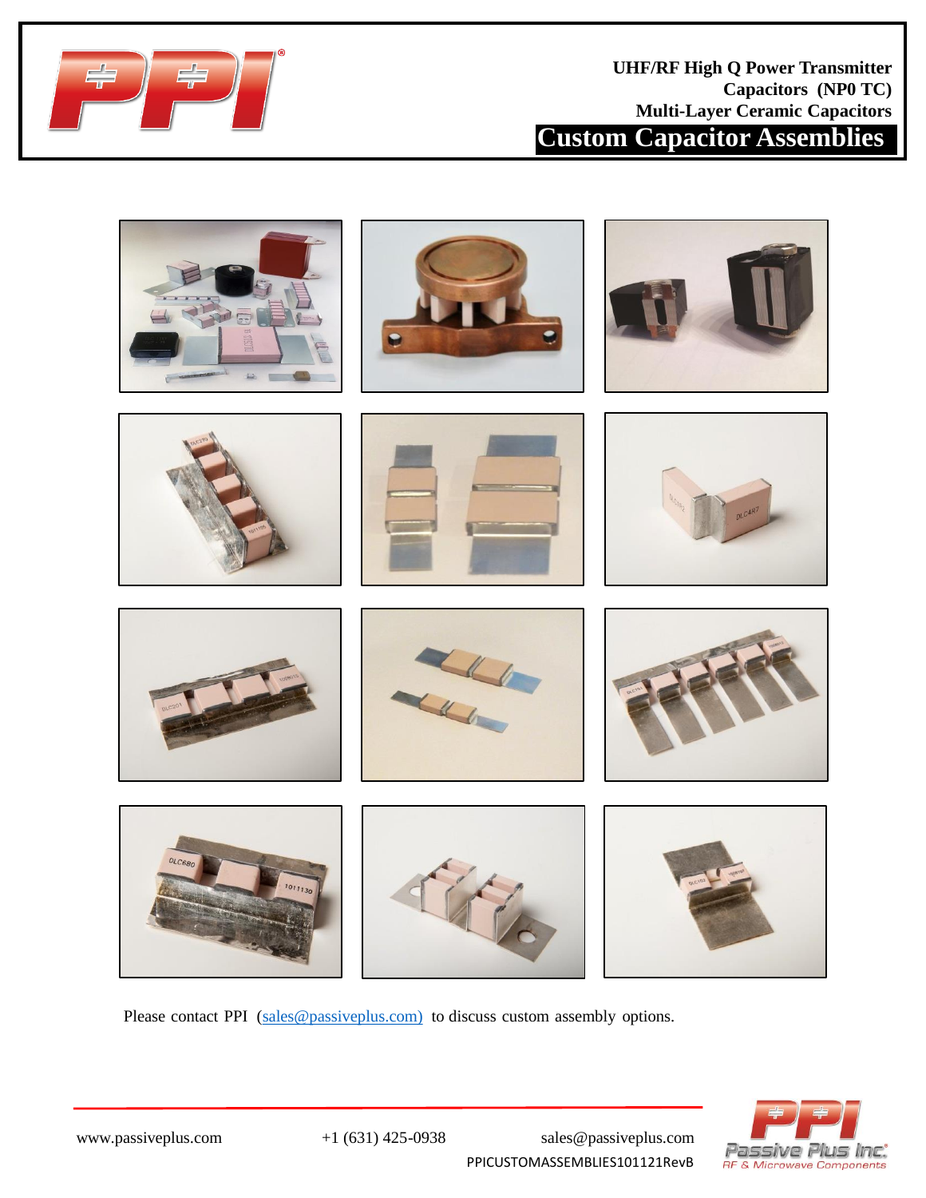**UHF/RF High Q Power Transmitter Capacitors (NP0 TC)**
**Multi-Layer Ceramic Capacitors**

# Custom Capacitor Assemblies

Please contact PPI (sales@passiveplus.com) to discuss custom assembly options.

www.passiveplus.com +1 (631) 425-0938 sales@passiveplus.com

PPICUSTOMASSEMBLIES101121RevB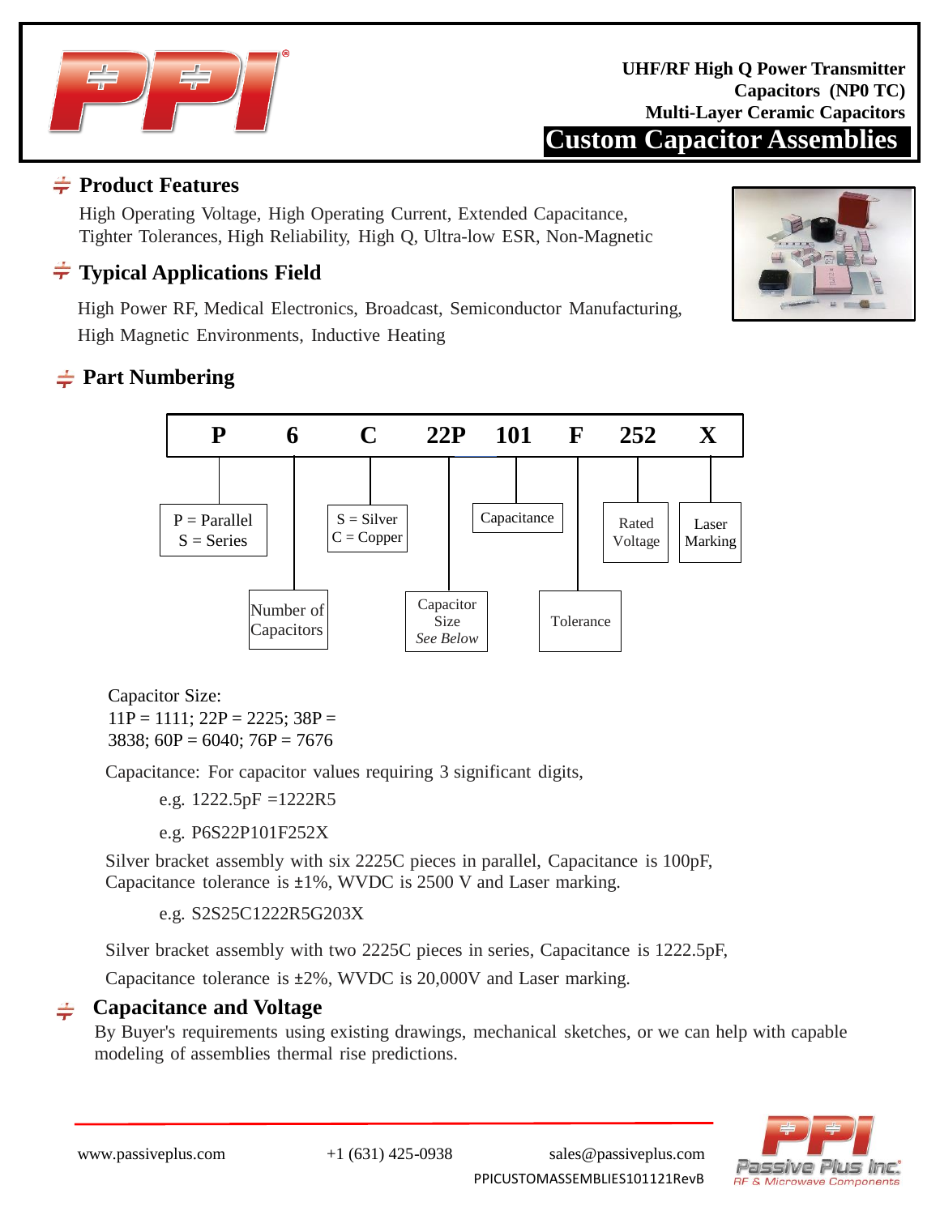UHF/RF High Q Power Transmitter Capacitors (NP0 TC)
Multi-Layer Ceramic Capacitors

# Custom Capacitor Assemblies

## Product Features

High Operating Voltage, High Operating Current, Extended Capacitance, Tighter Tolerances, High Reliability, High Q, Ultra-low ESR, Non-Magnetic

## Typical Applications Field

High Power RF, Medical Electronics, Broadcast, Semiconductor Manufacturing, High Magnetic Environments, Inductive Heating

## Part Numbering

| P | 6 | C | 22P | 101 | F | 252 | X |
|---|---|---|---|---|---|---|---|
| P = Parallel, S = Series | Number of Capacitors | S = Silver, C = Copper | Capacitor Size *See Below* | Capacitance | Tolerance | Rated Voltage | Laser Marking |

Capacitor Size:
11P = 1111; 22P = 2225; 38P = 3838; 60P = 6040; 76P = 7676

Capacitance: For capacitor values requiring 3 significant digits,

e.g. 1222.5pF =1222R5

e.g. P6S22P101F252X

Silver bracket assembly with six 2225C pieces in parallel, Capacitance is 100pF, Capacitance tolerance is ±1%, WVDC is 2500 V and Laser marking.

e.g. S2S25C1222R5G203X

Silver bracket assembly with two 2225C pieces in series, Capacitance is 1222.5pF,

Capacitance tolerance is ±2%, WVDC is 20,000V and Laser marking.

## Capacitance and Voltage

By Buyer's requirements using existing drawings, mechanical sketches, or we can help with capable modeling of assemblies thermal rise predictions.

www.passiveplus.com +1 (631) 425-0938 sales@passiveplus.com

PPICUSTOMASSEMBLIES101121RevB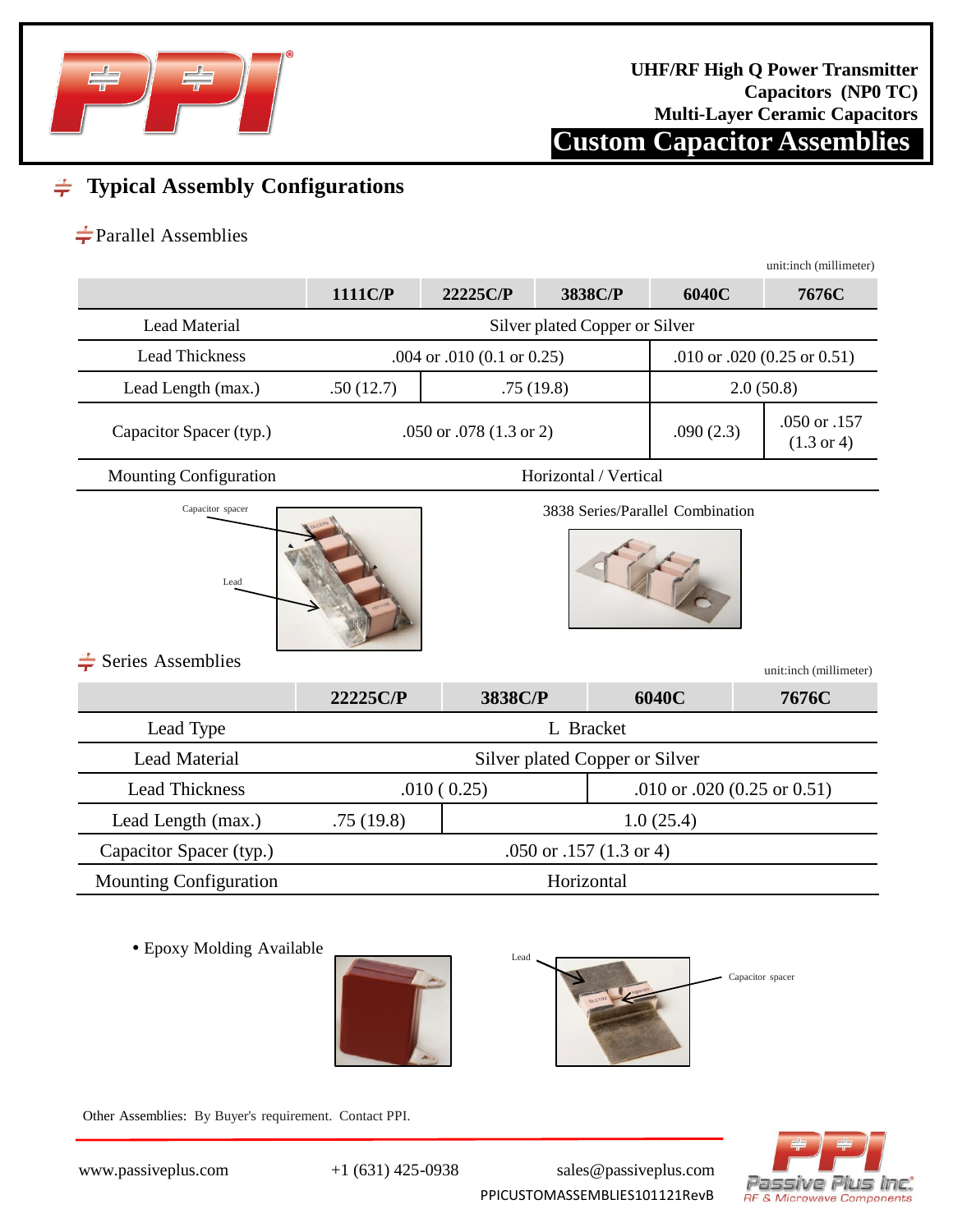UHF/RF High Q Power Transmitter Capacitors (NP0 TC)
Multi-Layer Ceramic Capacitors

# Custom Capacitor Assemblies

## Typical Assembly Configurations

### Parallel Assemblies

unit:inch (millimeter)

| | 1111C/P | 22225C/P | 3838C/P | 6040C | 7676C |
|---|---|---|---|---|---|
| Lead Material | Silver plated Copper or Silver | | | | |
| Lead Thickness | .004 or .010 (0.1 or 0.25) | | | .010 or .020 (0.25 or 0.51) | |
| Lead Length (max.) | .50 (12.7) | .75 (19.8) | | 2.0 (50.8) | |
| Capacitor Spacer (typ.) | .050 or .078 (1.3 or 2) | | | .090 (2.3) | .050 or .157 (1.3 or 4) |
| Mounting Configuration | Horizontal / Vertical | | | | |

Capacitor spacer

Lead

3838 Series/Parallel Combination

### Series Assemblies

unit:inch (millimeter)

| | 22225C/P | 3838C/P | 6040C | 7676C |
|---|---|---|---|---|
| Lead Type | L Bracket | | | |
| Lead Material | Silver plated Copper or Silver | | | |
| Lead Thickness | .010 ( 0.25) | | .010 or .020 (0.25 or 0.51) | |
| Lead Length (max.) | .75 (19.8) | 1.0 (25.4) | | |
| Capacitor Spacer (typ.) | .050 or .157 (1.3 or 4) | | | |
| Mounting Configuration | Horizontal | | | |

- Epoxy Molding Available

Lead

Capacitor spacer

Other Assemblies: By Buyer's requirement. Contact PPI.

www.passiveplus.com +1 (631) 425-0938 sales@passiveplus.com

PPICUSTOMASSEMBLIES101121RevB